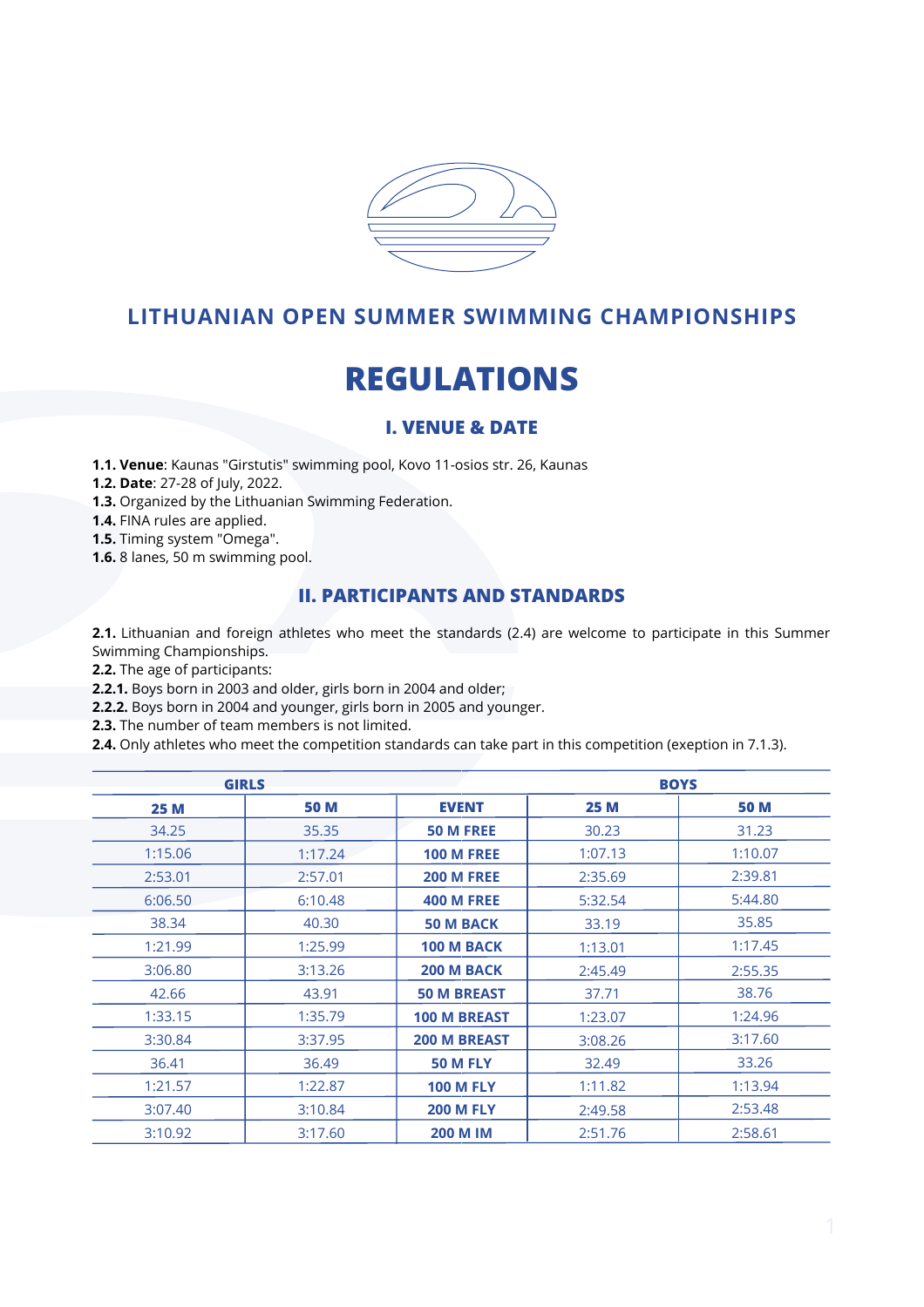## LITHUANIAN OPEN SUMMER SWIMMING CHAMPIONSHIPS

# REGULATIONS

## I. VENUE & DATE

**1.1. Venue**: Kaunas "Girstutis" swimming pool, Kovo 11-osios str. 26, Kaunas
**1.2. Date**: 27-28 of July, 2022.
**1.3.** Organized by the Lithuanian Swimming Federation.
**1.4.** FINA rules are applied.
**1.5.** Timing system "Omega".
**1.6.** 8 lanes, 50 m swimming pool.

## II. PARTICIPANTS AND STANDARDS

**2.1.** Lithuanian and foreign athletes who meet the standards (2.4) are welcome to participate in this Summer Swimming Championships.
**2.2.** The age of participants:
**2.2.1.** Boys born in 2003 and older, girls born in 2004 and older;
**2.2.2.** Boys born in 2004 and younger, girls born in 2005 and younger.
**2.3.** The number of team members is not limited.
**2.4.** Only athletes who meet the competition standards can take part in this competition (exeption in 7.1.3).

| GIRLS | | | BOYS | |
|---|---|---|---|---|
| **25 M** | **50 M** | **EVENT** | **25 M** | **50 M** |
| 34.25 | 35.35 | **50 M FREE** | 30.23 | 31.23 |
| 1:15.06 | 1:17.24 | **100 M FREE** | 1:07.13 | 1:10.07 |
| 2:53.01 | 2:57.01 | **200 M FREE** | 2:35.69 | 2:39.81 |
| 6:06.50 | 6:10.48 | **400 M FREE** | 5:32.54 | 5:44.80 |
| 38.34 | 40.30 | **50 M BACK** | 33.19 | 35.85 |
| 1:21.99 | 1:25.99 | **100 M BACK** | 1:13.01 | 1:17.45 |
| 3:06.80 | 3:13.26 | **200 M BACK** | 2:45.49 | 2:55.35 |
| 42.66 | 43.91 | **50 M BREAST** | 37.71 | 38.76 |
| 1:33.15 | 1:35.79 | **100 M BREAST** | 1:23.07 | 1:24.96 |
| 3:30.84 | 3:37.95 | **200 M BREAST** | 3:08.26 | 3:17.60 |
| 36.41 | 36.49 | **50 M FLY** | 32.49 | 33.26 |
| 1:21.57 | 1:22.87 | **100 M FLY** | 1:11.82 | 1:13.94 |
| 3:07.40 | 3:10.84 | **200 M FLY** | 2:49.58 | 2:53.48 |
| 3:10.92 | 3:17.60 | **200 M IM** | 2:51.76 | 2:58.61 |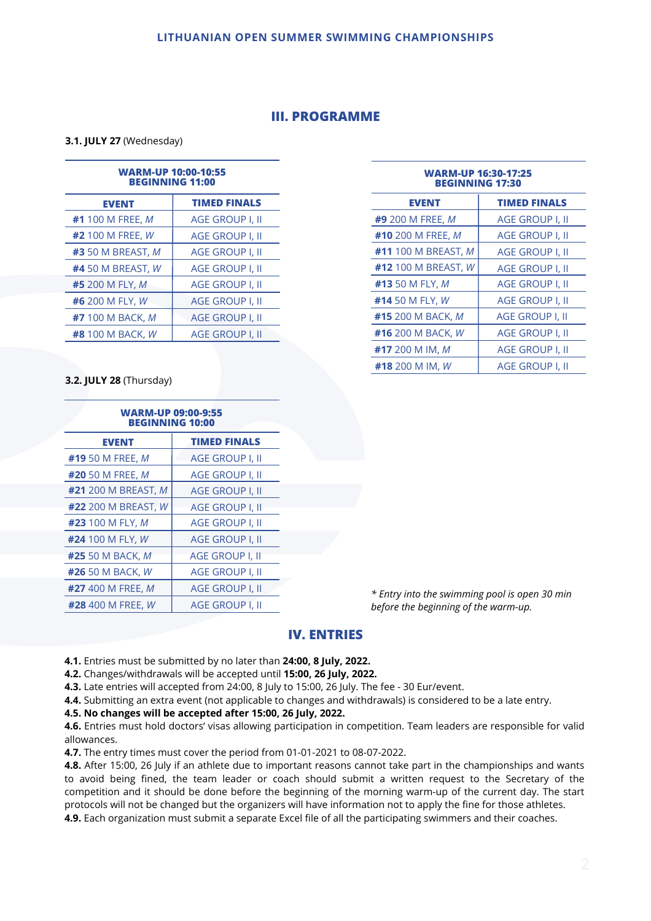## III. PROGRAMME

**3.1. JULY 27** (Wednesday)

| WARM-UP 10:00-10:55 BEGINNING 11:00 | |
|---|---|
| **EVENT** | **TIMED FINALS** |
| **#1** 100 M FREE, *M* | AGE GROUP I, II |
| **#2** 100 M FREE, *W* | AGE GROUP I, II |
| **#3** 50 M BREAST, *M* | AGE GROUP I, II |
| **#4** 50 M BREAST, *W* | AGE GROUP I, II |
| **#5** 200 M FLY, *M* | AGE GROUP I, II |
| **#6** 200 M FLY, *W* | AGE GROUP I, II |
| **#7** 100 M BACK, *M* | AGE GROUP I, II |
| **#8** 100 M BACK, *W* | AGE GROUP I, II |

| WARM-UP 16:30-17:25 BEGINNING 17:30 | |
|---|---|
| **EVENT** | **TIMED FINALS** |
| **#9** 200 M FREE, *M* | AGE GROUP I, II |
| **#10** 200 M FREE, *M* | AGE GROUP I, II |
| **#11** 100 M BREAST, *M* | AGE GROUP I, II |
| **#12** 100 M BREAST, *W* | AGE GROUP I, II |
| **#13** 50 M FLY, *M* | AGE GROUP I, II |
| **#14** 50 M FLY, *W* | AGE GROUP I, II |
| **#15** 200 M BACK, *M* | AGE GROUP I, II |
| **#16** 200 M BACK, *W* | AGE GROUP I, II |
| **#17** 200 M IM, *M* | AGE GROUP I, II |
| **#18** 200 M IM, *W* | AGE GROUP I, II |

**3.2. JULY 28** (Thursday)

| WARM-UP 09:00-9:55 BEGINNING 10:00 | |
|---|---|
| **EVENT** | **TIMED FINALS** |
| **#19** 50 M FREE, *M* | AGE GROUP I, II |
| **#20** 50 M FREE, *M* | AGE GROUP I, II |
| **#21** 200 M BREAST, *M* | AGE GROUP I, II |
| **#22** 200 M BREAST, *W* | AGE GROUP I, II |
| **#23** 100 M FLY, *M* | AGE GROUP I, II |
| **#24** 100 M FLY, *W* | AGE GROUP I, II |
| **#25** 50 M BACK, *M* | AGE GROUP I, II |
| **#26** 50 M BACK, *W* | AGE GROUP I, II |
| **#27** 400 M FREE, *M* | AGE GROUP I, II |
| **#28** 400 M FREE, *W* | AGE GROUP I, II |

*\* Entry into the swimming pool is open 30 min before the beginning of the warm-up.*

## IV. ENTRIES

**4.1.** Entries must be submitted by no later than **24:00, 8 July, 2022.**
**4.2.** Changes/withdrawals will be accepted until **15:00, 26 July, 2022.**
**4.3.** Late entries will accepted from 24:00, 8 July to 15:00, 26 July. The fee - 30 Eur/event.
**4.4.** Submitting an extra event (not applicable to changes and withdrawals) is considered to be a late entry.
**4.5. No changes will be accepted after 15:00, 26 July, 2022.**
**4.6.** Entries must hold doctors' visas allowing participation in competition. Team leaders are responsible for valid allowances.
**4.7.** The entry times must cover the period from 01-01-2021 to 08-07-2022.
**4.8.** After 15:00, 26 July if an athlete due to important reasons cannot take part in the championships and wants to avoid being fined, the team leader or coach should submit a written request to the Secretary of the competition and it should be done before the beginning of the morning warm-up of the current day. The start protocols will not be changed but the organizers will have information not to apply the fine for those athletes.
**4.9.** Each organization must submit a separate Excel file of all the participating swimmers and their coaches.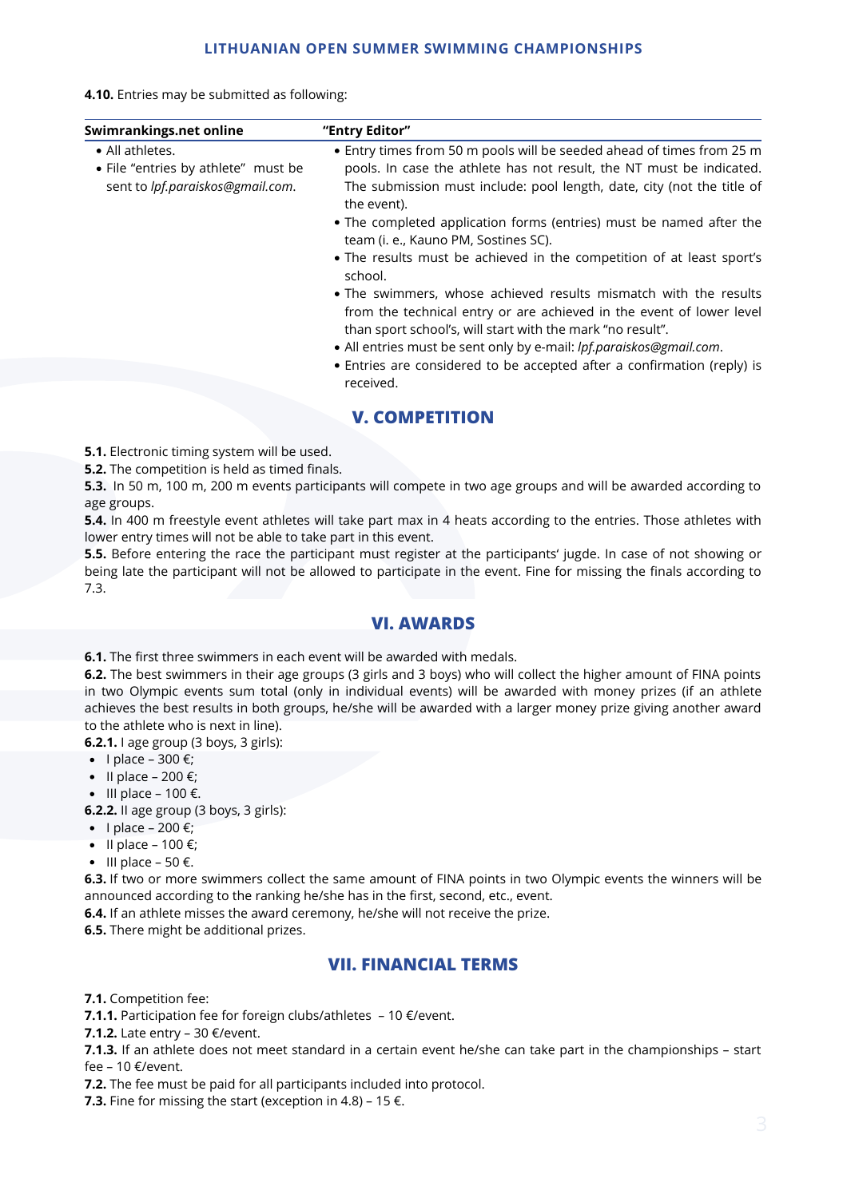**4.10.** Entries may be submitted as following:

| Swimrankings.net online | "Entry Editor" |
|---|---|
| • All athletes.<br>• File "entries by athlete" must be sent to *lpf.paraiskos@gmail.com*. | • Entry times from 50 m pools will be seeded ahead of times from 25 m pools. In case the athlete has not result, the NT must be indicated. The submission must include: pool length, date, city (not the title of the event).<br>• The completed application forms (entries) must be named after the team (i. e., Kauno PM, Sostines SC).<br>• The results must be achieved in the competition of at least sport's school.<br>• The swimmers, whose achieved results mismatch with the results from the technical entry or are achieved in the event of lower level than sport school's, will start with the mark "no result".<br>• All entries must be sent only by e-mail: *lpf.paraiskos@gmail.com*.<br>• Entries are considered to be accepted after a confirmation (reply) is received. |

## V. COMPETITION

**5.1.** Electronic timing system will be used.
**5.2.** The competition is held as timed finals.
**5.3.** In 50 m, 100 m, 200 m events participants will compete in two age groups and will be awarded according to age groups.
**5.4.** In 400 m freestyle event athletes will take part max in 4 heats according to the entries. Those athletes with lower entry times will not be able to take part in this event.
**5.5.** Before entering the race the participant must register at the participants' jugde. In case of not showing or being late the participant will not be allowed to participate in the event. Fine for missing the finals according to 7.3.

## VI. AWARDS

**6.1.** The first three swimmers in each event will be awarded with medals.
**6.2.** The best swimmers in their age groups (3 girls and 3 boys) who will collect the higher amount of FINA points in two Olympic events sum total (only in individual events) will be awarded with money prizes (if an athlete achieves the best results in both groups, he/she will be awarded with a larger money prize giving another award to the athlete who is next in line).
**6.2.1.** I age group (3 boys, 3 girls):

- I place – 300 €;
- II place – 200 €;
- III place – 100 €.

**6.2.2.** II age group (3 boys, 3 girls):

- I place – 200 €;
- II place – 100 €;
- III place – 50 €.

**6.3.** If two or more swimmers collect the same amount of FINA points in two Olympic events the winners will be announced according to the ranking he/she has in the first, second, etc., event.
**6.4.** If an athlete misses the award ceremony, he/she will not receive the prize.
**6.5.** There might be additional prizes.

## VII. FINANCIAL TERMS

**7.1.** Competition fee:
**7.1.1.** Participation fee for foreign clubs/athletes – 10 €/event.
**7.1.2.** Late entry – 30 €/event.
**7.1.3.** If an athlete does not meet standard in a certain event he/she can take part in the championships – start fee – 10 €/event.
**7.2.** The fee must be paid for all participants included into protocol.
**7.3.** Fine for missing the start (exception in 4.8) – 15 €.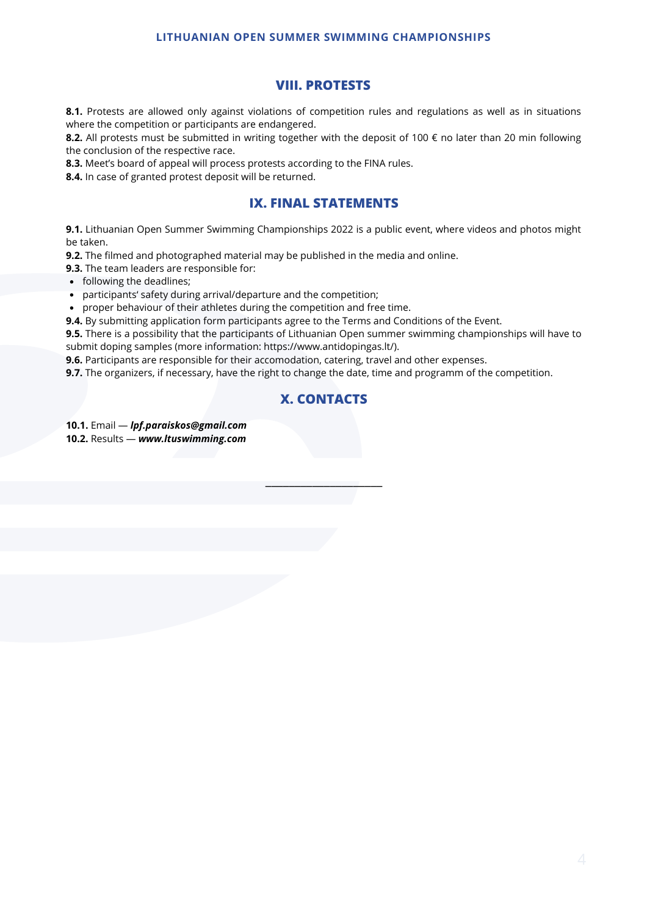## VIII. PROTESTS

**8.1.** Protests are allowed only against violations of competition rules and regulations as well as in situations where the competition or participants are endangered.
**8.2.** All protests must be submitted in writing together with the deposit of 100 € no later than 20 min following the conclusion of the respective race.
**8.3.** Meet's board of appeal will process protests according to the FINA rules.
**8.4.** In case of granted protest deposit will be returned.

## IX. FINAL STATEMENTS

**9.1.** Lithuanian Open Summer Swimming Championships 2022 is a public event, where videos and photos might be taken.
**9.2.** The filmed and photographed material may be published in the media and online.
**9.3.** The team leaders are responsible for:

- following the deadlines;
- participants' safety during arrival/departure and the competition;
- proper behaviour of their athletes during the competition and free time.

**9.4.** By submitting application form participants agree to the Terms and Conditions of the Event.
**9.5.** There is a possibility that the participants of Lithuanian Open summer swimming championships will have to submit doping samples (more information: https://www.antidopingas.lt/).
**9.6.** Participants are responsible for their accomodation, catering, travel and other expenses.
**9.7.** The organizers, if necessary, have the right to change the date, time and programm of the competition.

## X. CONTACTS

**10.1.** Email — ***lpf.paraiskos@gmail.com***
**10.2.** Results — ***www.ltuswimming.com***

---